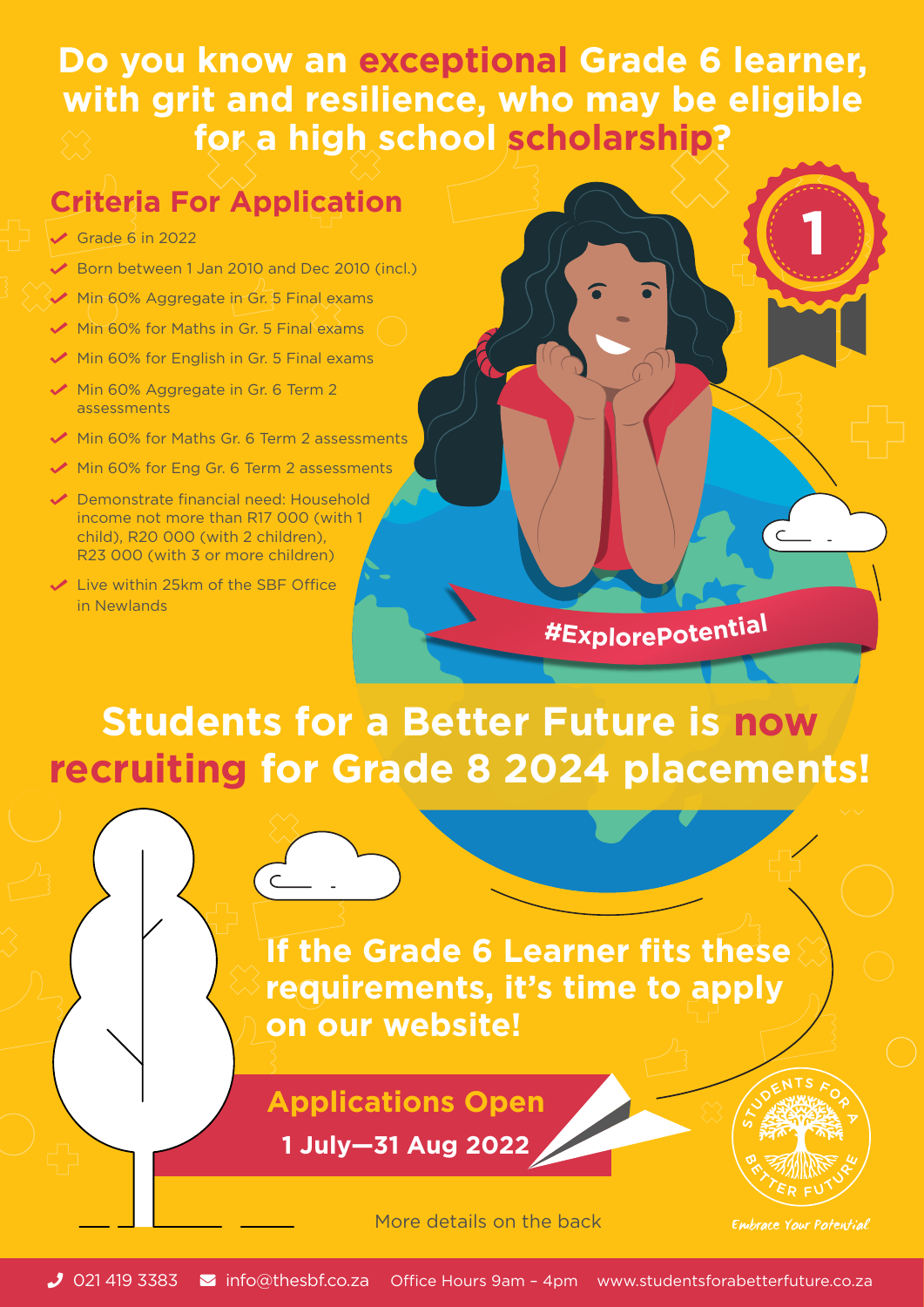# Do you know an exceptional Grade 6 learner, with grit and resilience, who may be eligible for a high school scholarship?

## Criteria For Application

- Grade 6 in 2022
- Born between 1 Jan 2010 and Dec 2010 (incl.)
- Min 60% Aggregate in Gr. 5 Final exams
- Min 60% for Maths in Gr. 5 Final exams
- Min 60% for English in Gr. 5 Final exams
- Min 60% Aggregate in Gr. 6 Term 2 assessments
- Min 60% for Maths Gr. 6 Term 2 assessments
- Min 60% for Eng Gr. 6 Term 2 assessments
- Demonstrate financial need: Household income not more than R17 000 (with 1 child), R20 000 (with 2 children), R23 000 (with 3 or more children)
- Live within 25km of the SBF Office in Newlands

#ExplorePotential

# Students for a Better Future is now recruiting for Grade 8 2024 placements!

**If the Grade 6 Learner fits these requirements, it's time to apply on our website!**

**Applications Open**

**1 July—31 Aug 2022**

More details on the back

Students for a Better Future

*Embrace Your Potential*

021 419 3383 | info@thesbf.co.za | Office Hours 9am – 4pm | www.studentsforabetterfuture.co.za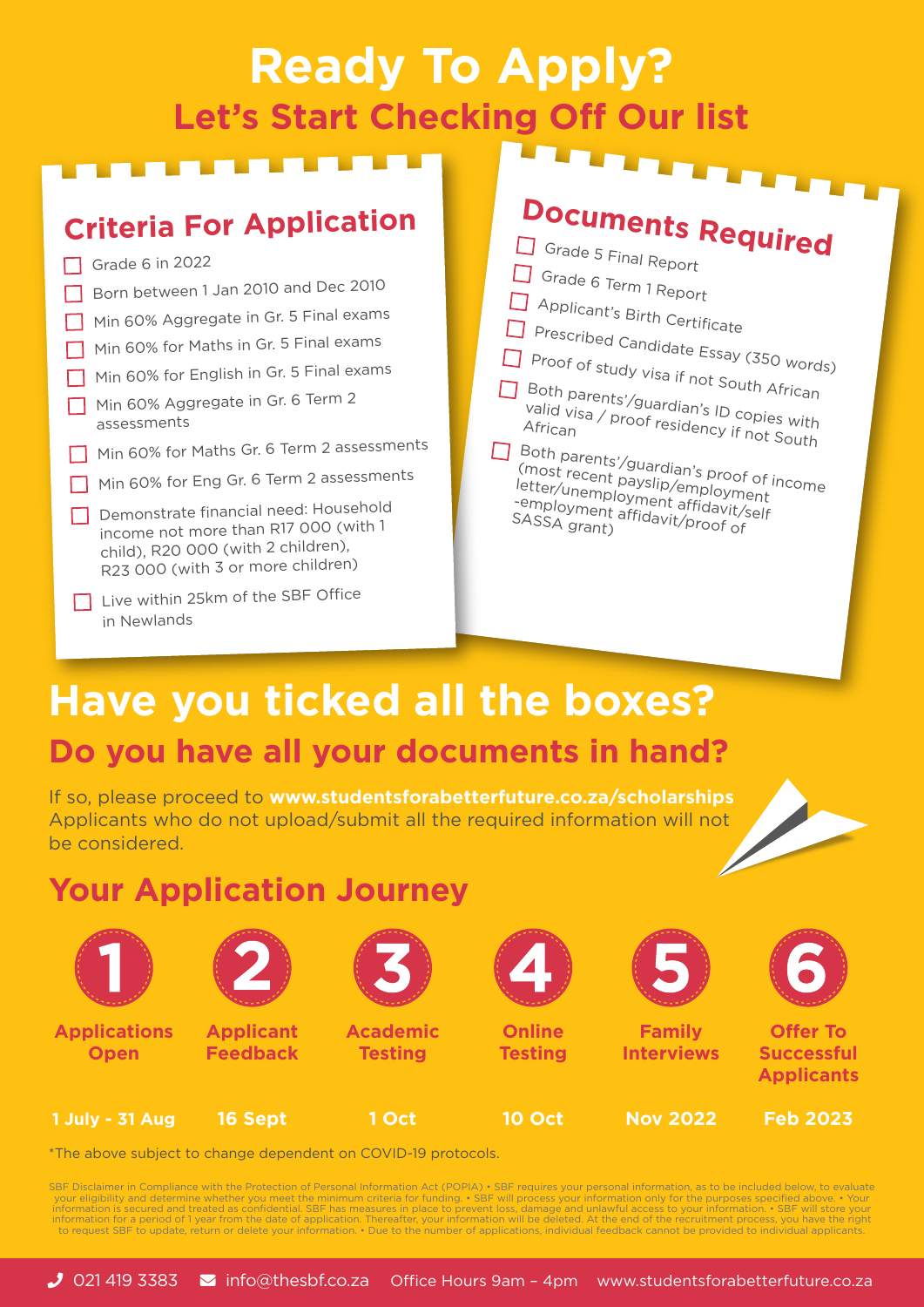# Ready To Apply?

## Let's Start Checking Off Our list

### Criteria For Application

- ☐ Grade 6 in 2022
- ☐ Born between 1 Jan 2010 and Dec 2010
- ☐ Min 60% Aggregate in Gr. 5 Final exams
- ☐ Min 60% for Maths in Gr. 5 Final exams
- ☐ Min 60% for English in Gr. 5 Final exams
- ☐ Min 60% Aggregate in Gr. 6 Term 2 assessments
- ☐ Min 60% for Maths Gr. 6 Term 2 assessments
- ☐ Min 60% for Eng Gr. 6 Term 2 assessments
- ☐ Demonstrate financial need: Household income not more than R17 000 (with 1 child), R20 000 (with 2 children), R23 000 (with 3 or more children)
- ☐ Live within 25km of the SBF Office in Newlands

### Documents Required

- ☐ Grade 5 Final Report
- ☐ Grade 6 Term 1 Report
- ☐ Applicant's Birth Certificate
- ☐ Prescribed Candidate Essay (350 words)
- ☐ Proof of study visa if not South African
- ☐ Both parents'/guardian's ID copies with valid visa / proof residency if not South African
- ☐ Both parents'/guardian's proof of income (most recent payslip/employment letter/unemployment affidavit/self -employment affidavit/proof of SASSA grant)

# Have you ticked all the boxes?

## Do you have all your documents in hand?

If so, please proceed to **www.studentsforabetterfuture.co.za/scholarships** Applicants who do not upload/submit all the required information will not be considered.

## Your Application Journey

1. **Applications Open** – 1 July - 31 Aug
2. **Applicant Feedback** – 16 Sept
3. **Academic Testing** – 1 Oct
4. **Online Testing** – 10 Oct
5. **Family Interviews** – Nov 2022
6. **Offer To Successful Applicants** – Feb 2023

*The above subject to change dependent on COVID-19 protocols.

SBF Disclaimer in Compliance with the Protection of Personal Information Act (POPIA) • SBF requires your personal information, as to be included below, to evaluate your eligibility and determine whether you meet the minimum criteria for funding. • SBF will process your information only for the purposes specified above. • Your information is secured and treated as confidential. SBF has measures in place to prevent loss, damage and unlawful access to your information. • SBF will store your information for a period of 1 year from the date of application. Thereafter, your information will be deleted. At the end of the recruitment process, you have the right to request SBF to update, return or delete your information. • Due to the number of applications, individual feedback cannot be provided to individual applicants.

021 419 3383 | info@thesbf.co.za | Office Hours 9am – 4pm | www.studentsforabetterfuture.co.za